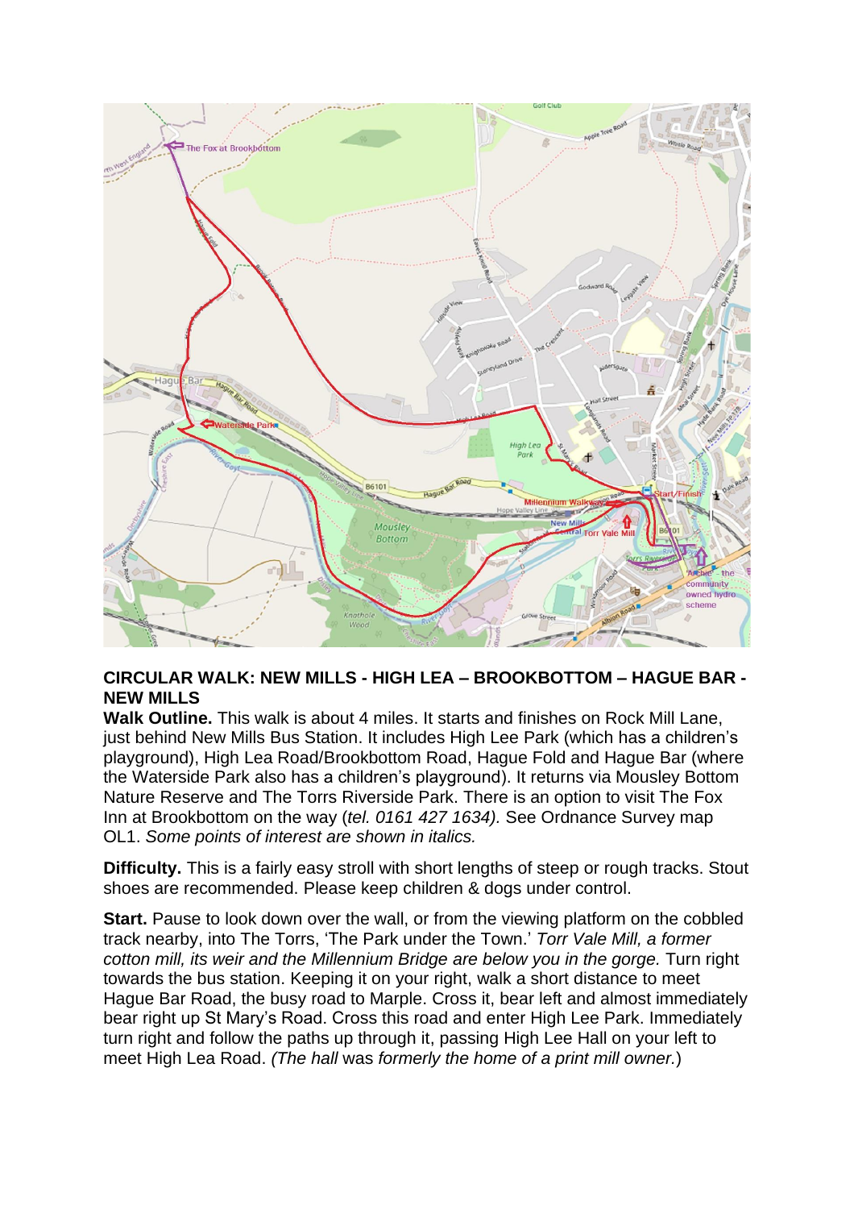**CIRCULAR WALK: NEW MILLS - HIGH LEA – BROOKBOTTOM – HAGUE BAR - NEW MILLS**

**Walk Outline.** This walk is about 4 miles. It starts and finishes on Rock Mill Lane, just behind New Mills Bus Station. It includes High Lee Park (which has a children's playground), High Lea Road/Brookbottom Road, Hague Fold and Hague Bar (where the Waterside Park also has a children's playground). It returns via Mousley Bottom Nature Reserve and The Torrs Riverside Park. There is an option to visit The Fox Inn at Brookbottom on the way (*tel. 0161 427 1634).* See Ordnance Survey map OL1. *Some points of interest are shown in italics.*

**Difficulty.** This is a fairly easy stroll with short lengths of steep or rough tracks. Stout shoes are recommended. Please keep children & dogs under control.

**Start.** Pause to look down over the wall, or from the viewing platform on the cobbled track nearby, into The Torrs, 'The Park under the Town.' *Torr Vale Mill, a former cotton mill, its weir and the Millennium Bridge are below you in the gorge.* Turn right towards the bus station. Keeping it on your right, walk a short distance to meet Hague Bar Road, the busy road to Marple. Cross it, bear left and almost immediately bear right up St Mary's Road. Cross this road and enter High Lee Park. Immediately turn right and follow the paths up through it, passing High Lee Hall on your left to meet High Lea Road. *(The hall* was *formerly the home of a print mill owner.*)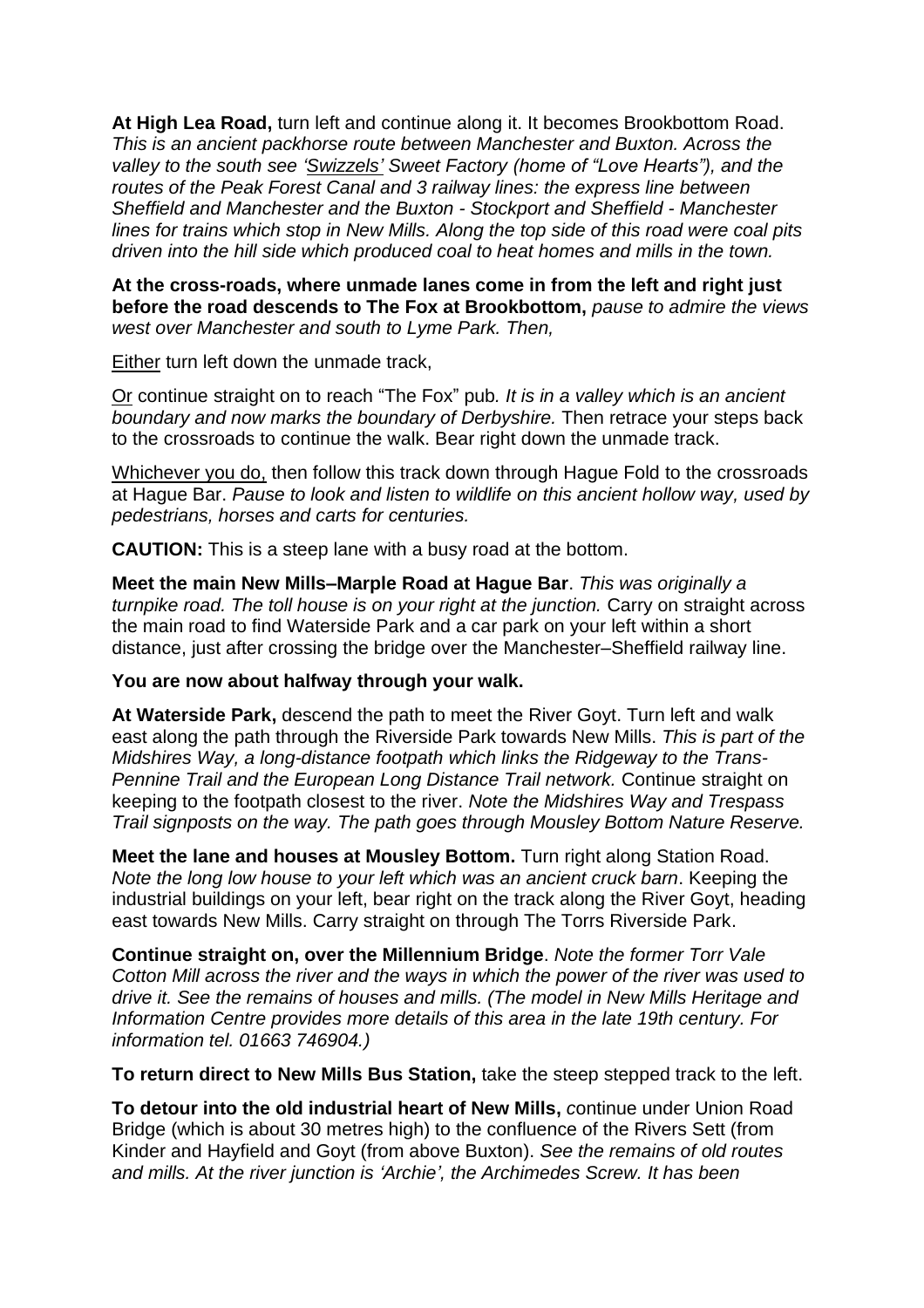**At High Lea Road,** turn left and continue along it. It becomes Brookbottom Road. *This is an ancient packhorse route between Manchester and Buxton. Across the valley to the south see 'Swizzels' Sweet Factory (home of "Love Hearts"), and the routes of the Peak Forest Canal and 3 railway lines: the express line between Sheffield and Manchester and the Buxton - Stockport and Sheffield - Manchester lines for trains which stop in New Mills. Along the top side of this road were coal pits driven into the hill side which produced coal to heat homes and mills in the town.*

**At the cross-roads, where unmade lanes come in from the left and right just before the road descends to The Fox at Brookbottom,** *pause to admire the views west over Manchester and south to Lyme Park. Then,*

Either turn left down the unmade track,

Or continue straight on to reach "The Fox" pub. *It is in a valley which is an ancient boundary and now marks the boundary of Derbyshire.* Then retrace your steps back to the crossroads to continue the walk. Bear right down the unmade track.

Whichever you do, then follow this track down through Hague Fold to the crossroads at Hague Bar. *Pause to look and listen to wildlife on this ancient hollow way, used by pedestrians, horses and carts for centuries.*

**CAUTION:** This is a steep lane with a busy road at the bottom.

**Meet the main New Mills–Marple Road at Hague Bar**. *This was originally a turnpike road. The toll house is on your right at the junction.* Carry on straight across the main road to find Waterside Park and a car park on your left within a short distance, just after crossing the bridge over the Manchester–Sheffield railway line.

**You are now about halfway through your walk.**

**At Waterside Park,** descend the path to meet the River Goyt. Turn left and walk east along the path through the Riverside Park towards New Mills. *This is part of the Midshires Way, a long-distance footpath which links the Ridgeway to the Trans-Pennine Trail and the European Long Distance Trail network.* Continue straight on keeping to the footpath closest to the river. *Note the Midshires Way and Trespass Trail signposts on the way. The path goes through Mousley Bottom Nature Reserve.*

**Meet the lane and houses at Mousley Bottom.** Turn right along Station Road. *Note the long low house to your left which was an ancient cruck barn*. Keeping the industrial buildings on your left, bear right on the track along the River Goyt, heading east towards New Mills. Carry straight on through The Torrs Riverside Park.

**Continue straight on, over the Millennium Bridge**. *Note the former Torr Vale Cotton Mill across the river and the ways in which the power of the river was used to drive it. See the remains of houses and mills. (The model in New Mills Heritage and Information Centre provides more details of this area in the late 19th century. For information tel. 01663 746904.)*

**To return direct to New Mills Bus Station,** take the steep stepped track to the left.

**To detour into the old industrial heart of New Mills,** continue under Union Road Bridge (which is about 30 metres high) to the confluence of the Rivers Sett (from Kinder and Hayfield and Goyt (from above Buxton). *See the remains of old routes and mills. At the river junction is 'Archie', the Archimedes Screw. It has been*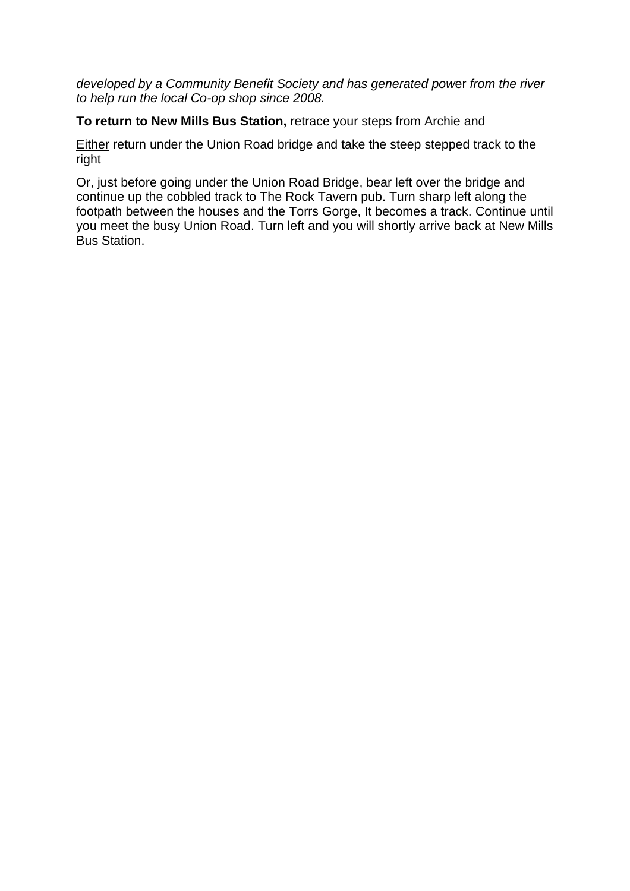*developed by a Community Benefit Society and has generated power from the river to help run the local Co-op shop since 2008.*

**To return to New Mills Bus Station,** retrace your steps from Archie and

Either return under the Union Road bridge and take the steep stepped track to the right

Or, just before going under the Union Road Bridge, bear left over the bridge and continue up the cobbled track to The Rock Tavern pub. Turn sharp left along the footpath between the houses and the Torrs Gorge, It becomes a track. Continue until you meet the busy Union Road. Turn left and you will shortly arrive back at New Mills Bus Station.